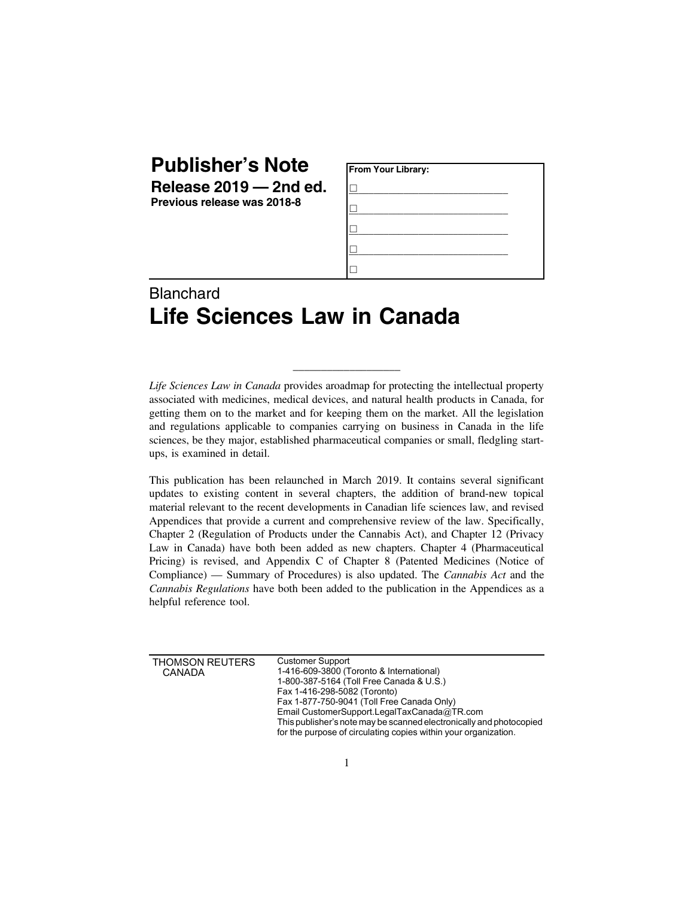# Publisher's Note

**Release 2019 — 2nd ed.**

**Previous release was 2018-8**

| From Your Library: |
|---|
| ☐ |
| ☐ |
| ☐ |
| ☐ |
| ☐ |

Blanchard

# Life Sciences Law in Canada

---

*Life Sciences Law in Canada* provides aroadmap for protecting the intellectual property associated with medicines, medical devices, and natural health products in Canada, for getting them on to the market and for keeping them on the market. All the legislation and regulations applicable to companies carrying on business in Canada in the life sciences, be they major, established pharmaceutical companies or small, fledgling start-ups, is examined in detail.

This publication has been relaunched in March 2019. It contains several significant updates to existing content in several chapters, the addition of brand-new topical material relevant to the recent developments in Canadian life sciences law, and revised Appendices that provide a current and comprehensive review of the law. Specifically, Chapter 2 (Regulation of Products under the Cannabis Act), and Chapter 12 (Privacy Law in Canada) have both been added as new chapters. Chapter 4 (Pharmaceutical Pricing) is revised, and Appendix C of Chapter 8 (Patented Medicines (Notice of Compliance) — Summary of Procedures) is also updated. The *Cannabis Act* and the *Cannabis Regulations* have both been added to the publication in the Appendices as a helpful reference tool.

---

THOMSON REUTERS CANADA

Customer Support
1-416-609-3800 (Toronto & International)
1-800-387-5164 (Toll Free Canada & U.S.)
Fax 1-416-298-5082 (Toronto)
Fax 1-877-750-9041 (Toll Free Canada Only)
Email CustomerSupport.LegalTaxCanada@TR.com
This publisher's note may be scanned electronically and photocopied for the purpose of circulating copies within your organization.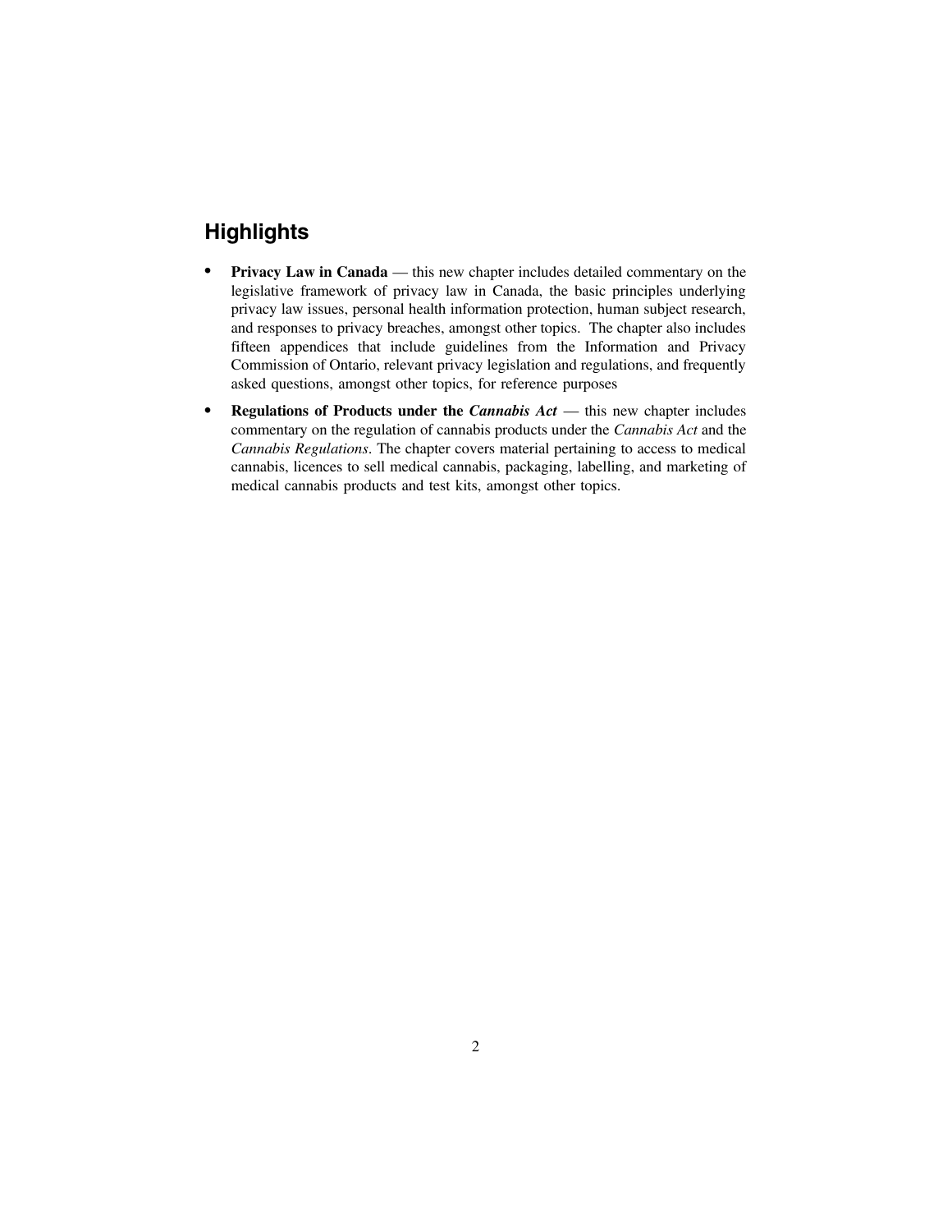## Highlights

- **Privacy Law in Canada** — this new chapter includes detailed commentary on the legislative framework of privacy law in Canada, the basic principles underlying privacy law issues, personal health information protection, human subject research, and responses to privacy breaches, amongst other topics. The chapter also includes fifteen appendices that include guidelines from the Information and Privacy Commission of Ontario, relevant privacy legislation and regulations, and frequently asked questions, amongst other topics, for reference purposes
- **Regulations of Products under the *Cannabis Act*** — this new chapter includes commentary on the regulation of cannabis products under the *Cannabis Act* and the *Cannabis Regulations*. The chapter covers material pertaining to access to medical cannabis, licences to sell medical cannabis, packaging, labelling, and marketing of medical cannabis products and test kits, amongst other topics.